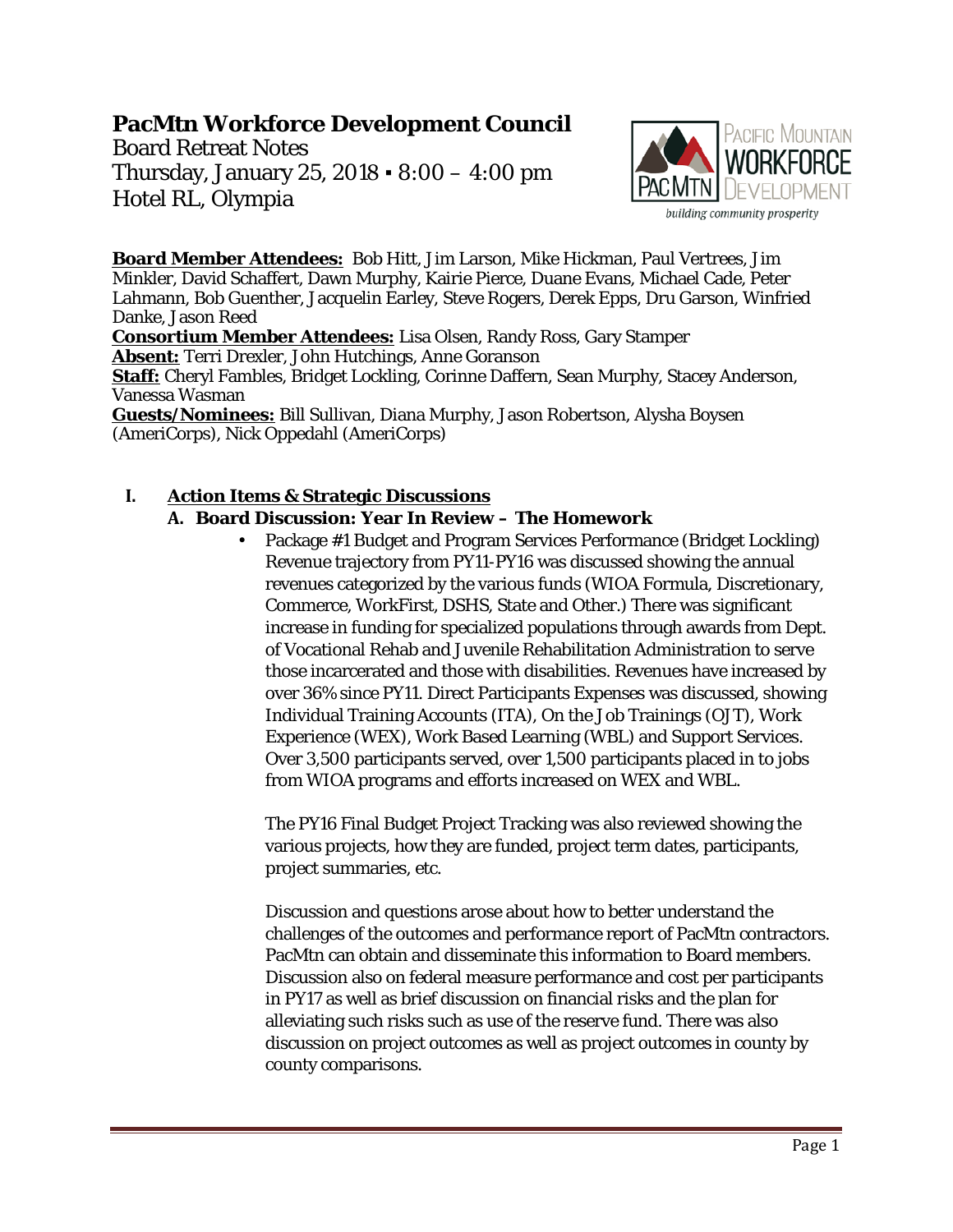# PacMtn Workforce Development Council

Board Retreat Notes
Thursday, January 25, 2018 ▪ 8:00 – 4:00 pm
Hotel RL, Olympia

**Board Member Attendees:** Bob Hitt, Jim Larson, Mike Hickman, Paul Vertrees, Jim Minkler, David Schaffert, Dawn Murphy, Kairie Pierce, Duane Evans, Michael Cade, Peter Lahmann, Bob Guenther, Jacquelin Earley, Steve Rogers, Derek Epps, Dru Garson, Winfried Danke, Jason Reed
**Consortium Member Attendees:** Lisa Olsen, Randy Ross, Gary Stamper
**Absent:** Terri Drexler, John Hutchings, Anne Goranson
**Staff:** Cheryl Fambles, Bridget Lockling, Corinne Daffern, Sean Murphy, Stacey Anderson, Vanessa Wasman
**Guests/Nominees:** Bill Sullivan, Diana Murphy, Jason Robertson, Alysha Boysen (AmeriCorps), Nick Oppedahl (AmeriCorps)

## I. Action Items & Strategic Discussions

### A. Board Discussion: Year In Review – The Homework

- Package #1 Budget and Program Services Performance (Bridget Lockling) Revenue trajectory from PY11-PY16 was discussed showing the annual revenues categorized by the various funds (WIOA Formula, Discretionary, Commerce, WorkFirst, DSHS, State and Other.) There was significant increase in funding for specialized populations through awards from Dept. of Vocational Rehab and Juvenile Rehabilitation Administration to serve those incarcerated and those with disabilities. Revenues have increased by over 36% since PY11. Direct Participants Expenses was discussed, showing Individual Training Accounts (ITA), On the Job Trainings (OJT), Work Experience (WEX), Work Based Learning (WBL) and Support Services. Over 3,500 participants served, over 1,500 participants placed in to jobs from WIOA programs and efforts increased on WEX and WBL.

  The PY16 Final Budget Project Tracking was also reviewed showing the various projects, how they are funded, project term dates, participants, project summaries, etc.

  Discussion and questions arose about how to better understand the challenges of the outcomes and performance report of PacMtn contractors. PacMtn can obtain and disseminate this information to Board members. Discussion also on federal measure performance and cost per participants in PY17 as well as brief discussion on financial risks and the plan for alleviating such risks such as use of the reserve fund. There was also discussion on project outcomes as well as project outcomes in county by county comparisons.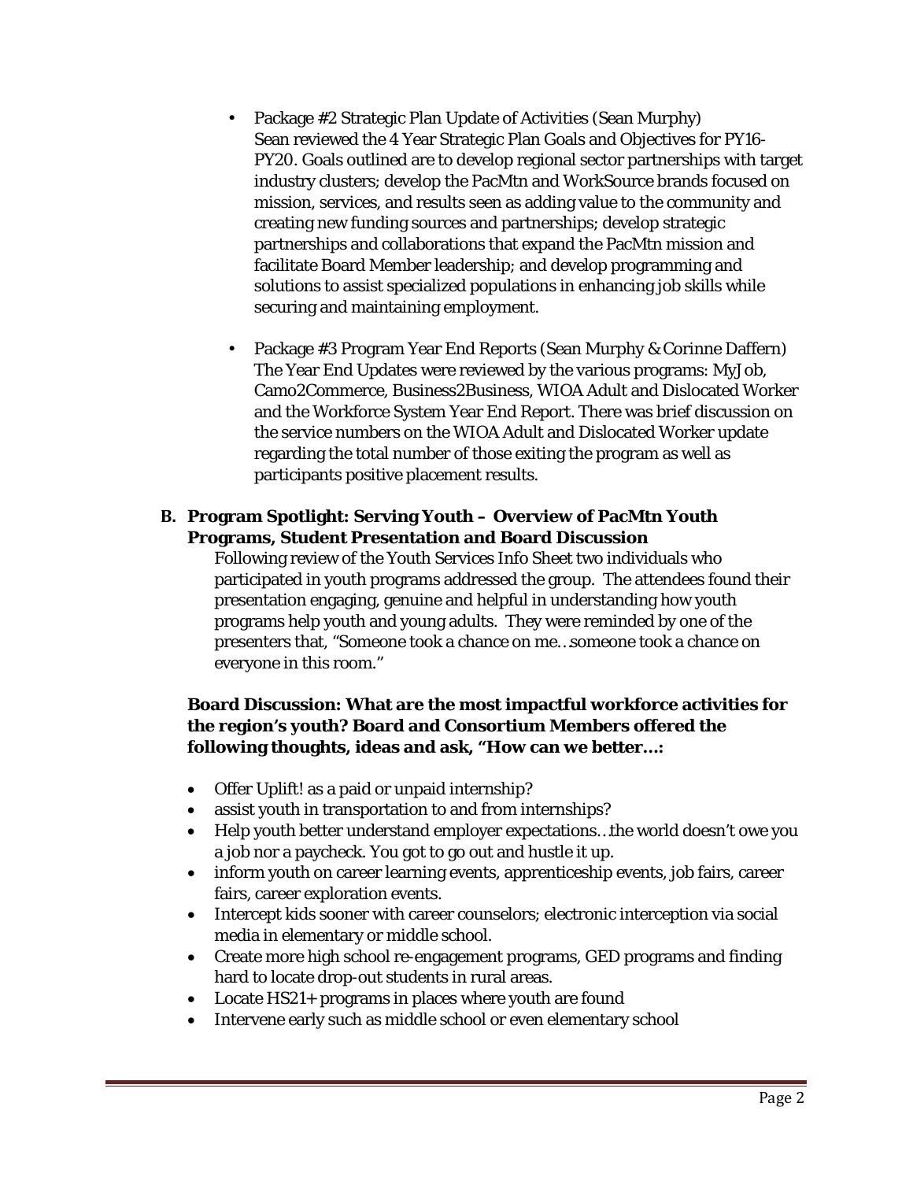- Package #2 Strategic Plan Update of Activities (Sean Murphy)
  Sean reviewed the 4 Year Strategic Plan Goals and Objectives for PY16-PY20. Goals outlined are to develop regional sector partnerships with target industry clusters; develop the PacMtn and WorkSource brands focused on mission, services, and results seen as adding value to the community and creating new funding sources and partnerships; develop strategic partnerships and collaborations that expand the PacMtn mission and facilitate Board Member leadership; and develop programming and solutions to assist specialized populations in enhancing job skills while securing and maintaining employment.

- Package #3 Program Year End Reports (Sean Murphy & Corinne Daffern)
  The Year End Updates were reviewed by the various programs: MyJob, Camo2Commerce, Business2Business, WIOA Adult and Dislocated Worker and the Workforce System Year End Report. There was brief discussion on the service numbers on the WIOA Adult and Dislocated Worker update regarding the total number of those exiting the program as well as participants positive placement results.

**B. Program Spotlight: Serving Youth – Overview of PacMtn Youth Programs, Student Presentation and Board Discussion**

Following review of the Youth Services Info Sheet two individuals who participated in youth programs addressed the group. The attendees found their presentation engaging, genuine and helpful in understanding how youth programs help youth and young adults. They were reminded by one of the presenters that, "Someone took a chance on me…someone took a chance on everyone in this room."

**Board Discussion: What are the most impactful workforce activities for the region's youth? Board and Consortium Members offered the following thoughts, ideas and ask, "How can we better…:**

- Offer Uplift! as a paid or unpaid internship?
- assist youth in transportation to and from internships?
- Help youth better understand employer expectations…the world doesn't owe you a job nor a paycheck. You got to go out and hustle it up.
- inform youth on career learning events, apprenticeship events, job fairs, career fairs, career exploration events.
- Intercept kids sooner with career counselors; electronic interception via social media in elementary or middle school.
- Create more high school re-engagement programs, GED programs and finding hard to locate drop-out students in rural areas.
- Locate HS21+ programs in places where youth are found
- Intervene early such as middle school or even elementary school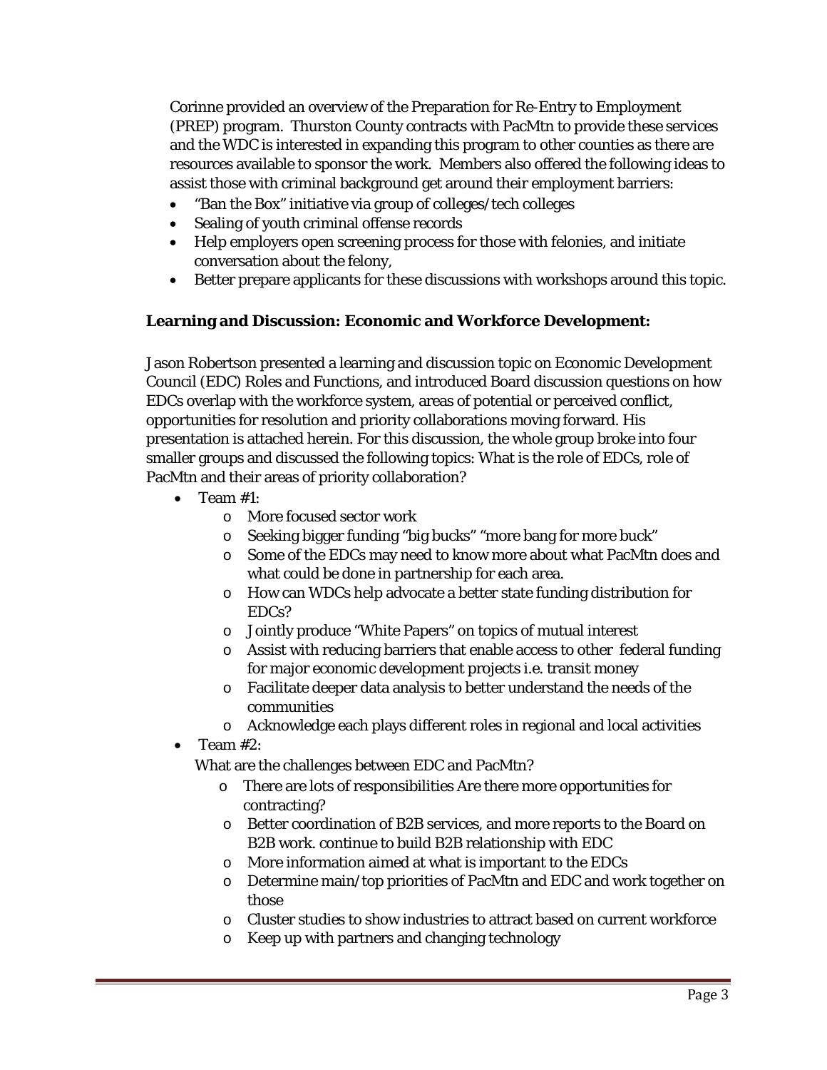Corinne provided an overview of the Preparation for Re-Entry to Employment (PREP) program. Thurston County contracts with PacMtn to provide these services and the WDC is interested in expanding this program to other counties as there are resources available to sponsor the work. Members also offered the following ideas to assist those with criminal background get around their employment barriers:

- "Ban the Box" initiative via group of colleges/tech colleges
- Sealing of youth criminal offense records
- Help employers open screening process for those with felonies, and initiate conversation about the felony,
- Better prepare applicants for these discussions with workshops around this topic.

**Learning and Discussion: Economic and Workforce Development:**

Jason Robertson presented a learning and discussion topic on Economic Development Council (EDC) Roles and Functions, and introduced Board discussion questions on how EDCs overlap with the workforce system, areas of potential or perceived conflict, opportunities for resolution and priority collaborations moving forward. His presentation is attached herein. For this discussion, the whole group broke into four smaller groups and discussed the following topics: What is the role of EDCs, role of PacMtn and their areas of priority collaboration?

- Team #1:
  - More focused sector work
  - Seeking bigger funding "big bucks" "more bang for more buck"
  - Some of the EDCs may need to know more about what PacMtn does and what could be done in partnership for each area.
  - How can WDCs help advocate a better state funding distribution for EDCs?
  - Jointly produce "White Papers" on topics of mutual interest
  - Assist with reducing barriers that enable access to other federal funding for major economic development projects i.e. transit money
  - Facilitate deeper data analysis to better understand the needs of the communities
  - Acknowledge each plays different roles in regional and local activities
- Team #2:

  What are the challenges between EDC and PacMtn?
  - There are lots of responsibilities Are there more opportunities for contracting?
  - Better coordination of B2B services, and more reports to the Board on B2B work. continue to build B2B relationship with EDC
  - More information aimed at what is important to the EDCs
  - Determine main/top priorities of PacMtn and EDC and work together on those
  - Cluster studies to show industries to attract based on current workforce
  - Keep up with partners and changing technology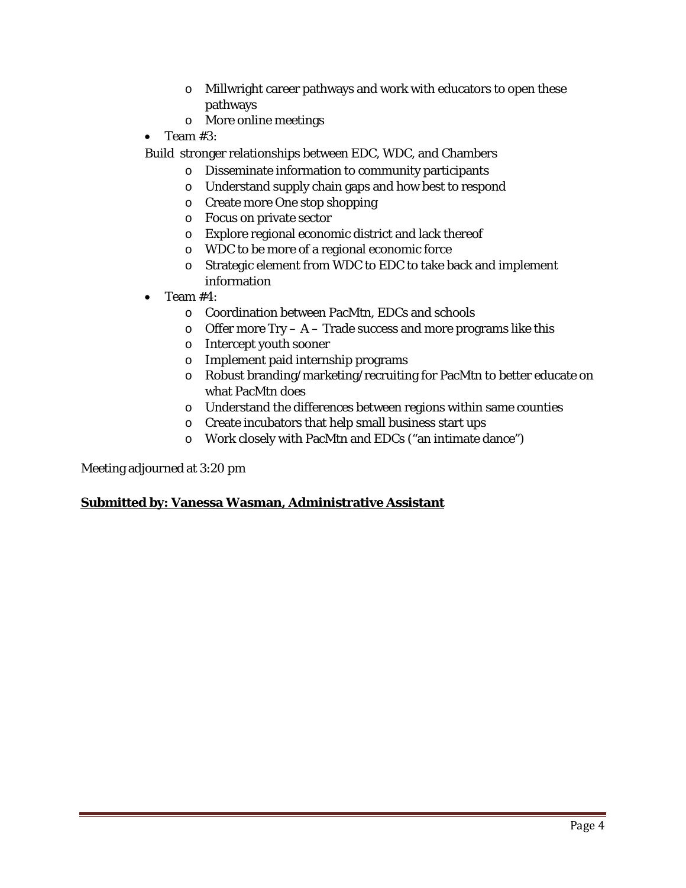- Millwright career pathways and work with educators to open these pathways
  - More online meetings
- Team #3:

Build stronger relationships between EDC, WDC, and Chambers

  - Disseminate information to community participants
  - Understand supply chain gaps and how best to respond
  - Create more One stop shopping
  - Focus on private sector
  - Explore regional economic district and lack thereof
  - WDC to be more of a regional economic force
  - Strategic element from WDC to EDC to take back and implement information
- Team #4:
  - Coordination between PacMtn, EDCs and schools
  - Offer more Try – A – Trade success and more programs like this
  - Intercept youth sooner
  - Implement paid internship programs
  - Robust branding/marketing/recruiting for PacMtn to better educate on what PacMtn does
  - Understand the differences between regions within same counties
  - Create incubators that help small business start ups
  - Work closely with PacMtn and EDCs ("an intimate dance")

Meeting adjourned at 3:20 pm

**Submitted by: Vanessa Wasman, Administrative Assistant**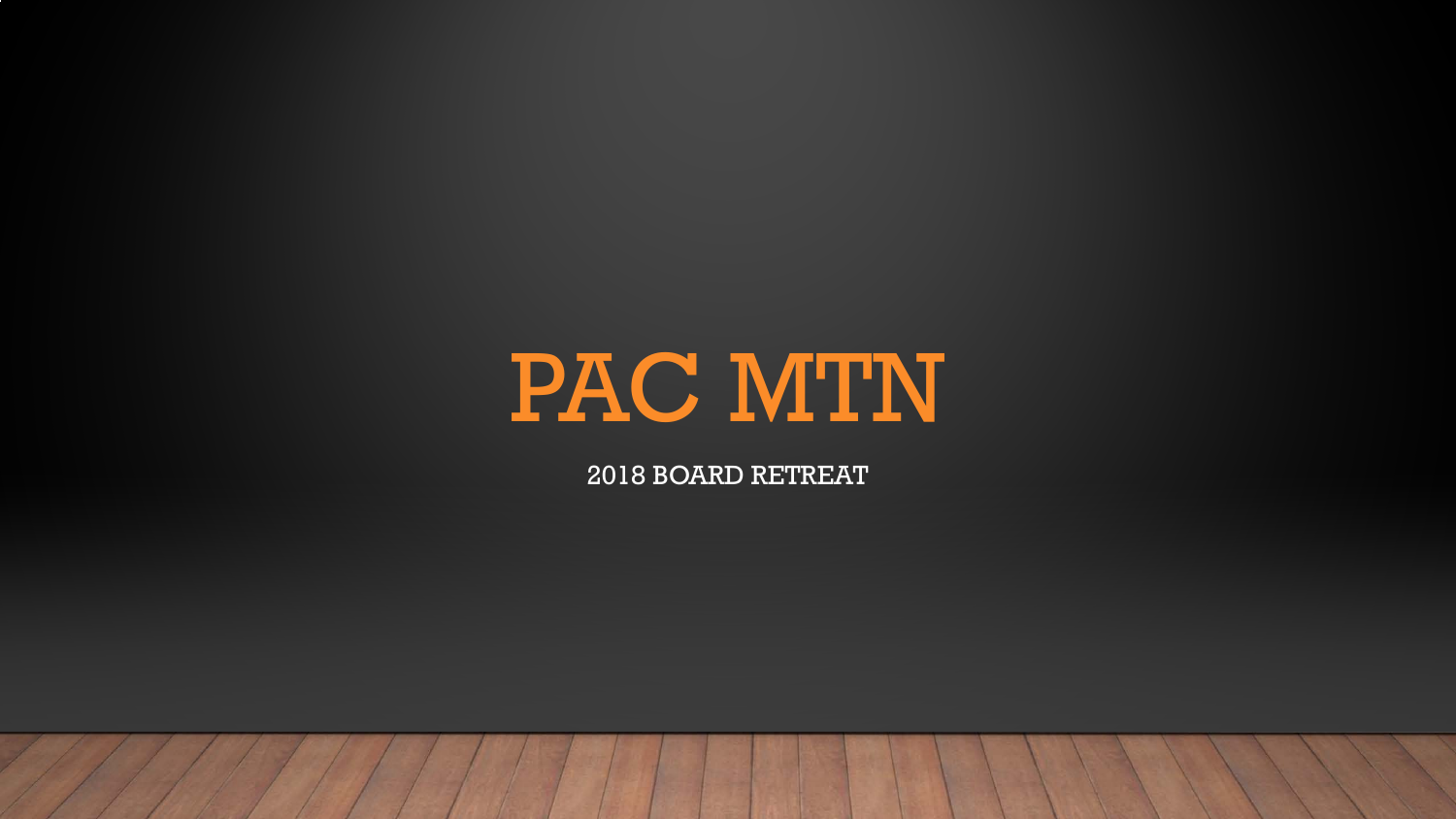# PAC MTN

2018 BOARD RETREAT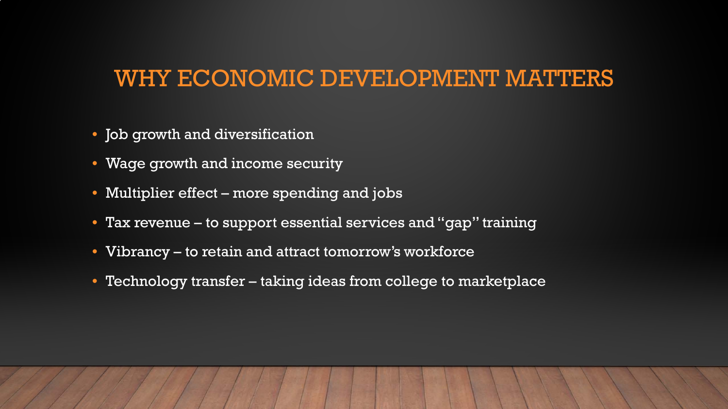# WHY ECONOMIC DEVELOPMENT MATTERS

- Job growth and diversification
- Wage growth and income security
- Multiplier effect – more spending and jobs
- Tax revenue – to support essential services and "gap" training
- Vibrancy – to retain and attract tomorrow's workforce
- Technology transfer – taking ideas from college to marketplace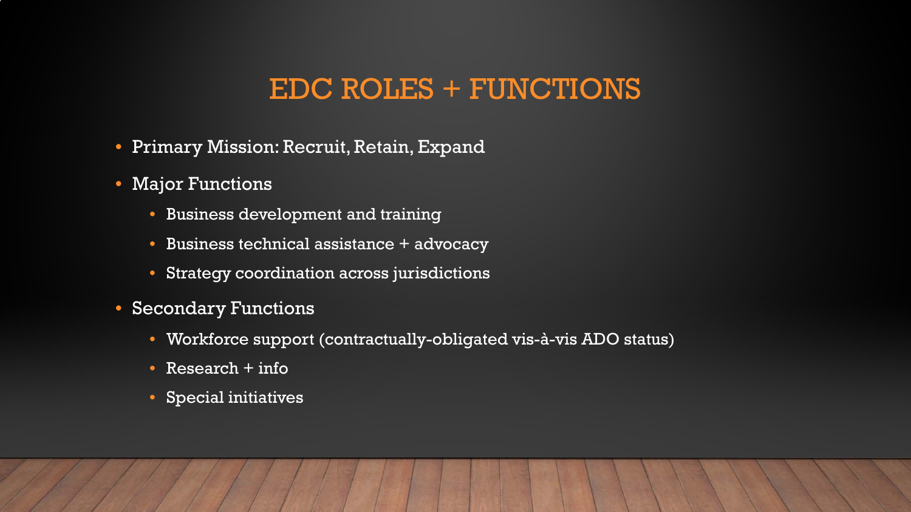# EDC ROLES + FUNCTIONS

- Primary Mission: Recruit, Retain, Expand
- Major Functions
  - Business development and training
  - Business technical assistance + advocacy
  - Strategy coordination across jurisdictions
- Secondary Functions
  - Workforce support (contractually-obligated vis-à-vis ADO status)
  - Research + info
  - Special initiatives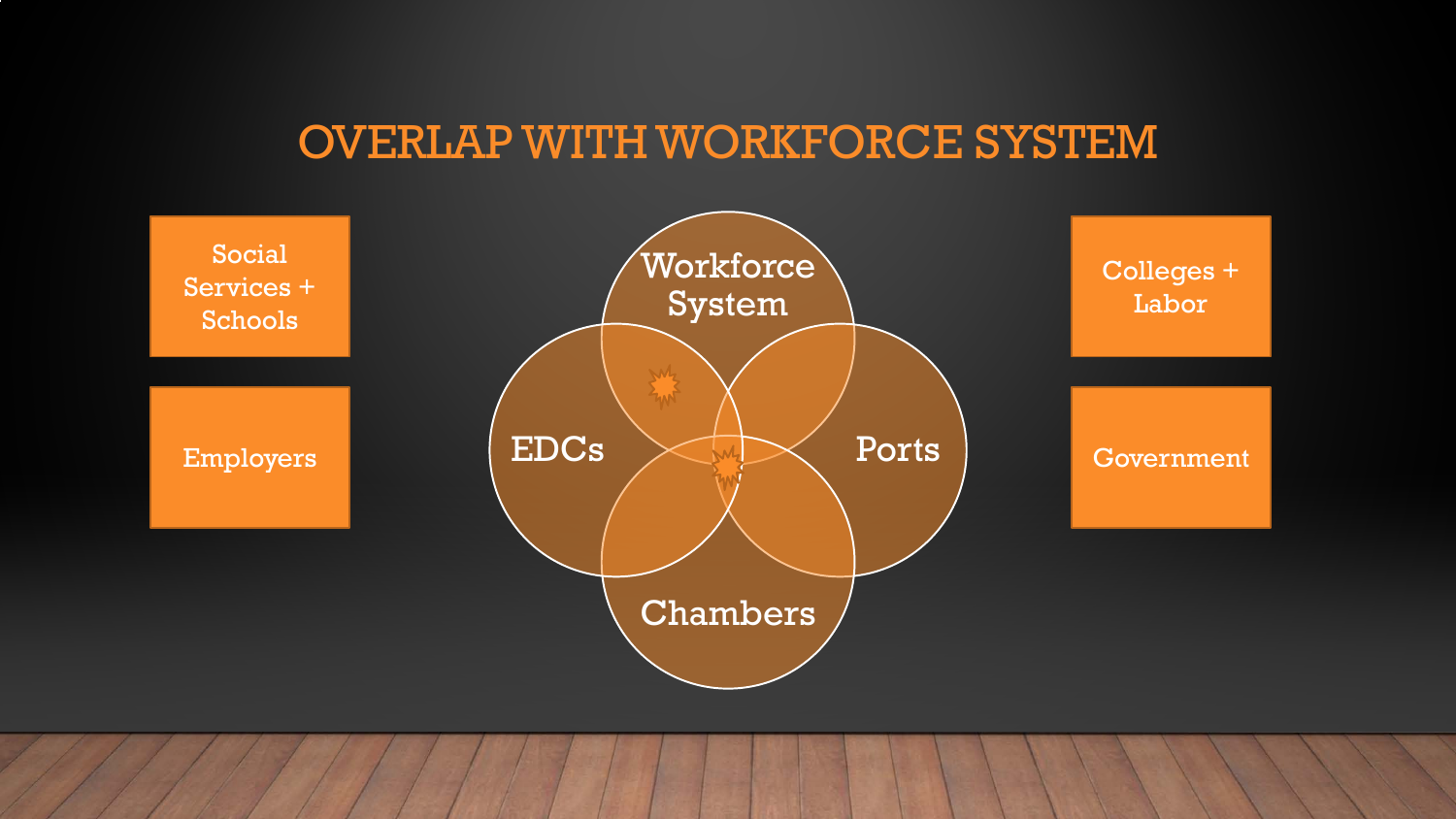# OVERLAP WITH WORKFORCE SYSTEM

- Social Services + Schools
- Employers

- Workforce System
- EDCs
- Ports
- Chambers

- Colleges + Labor
- Government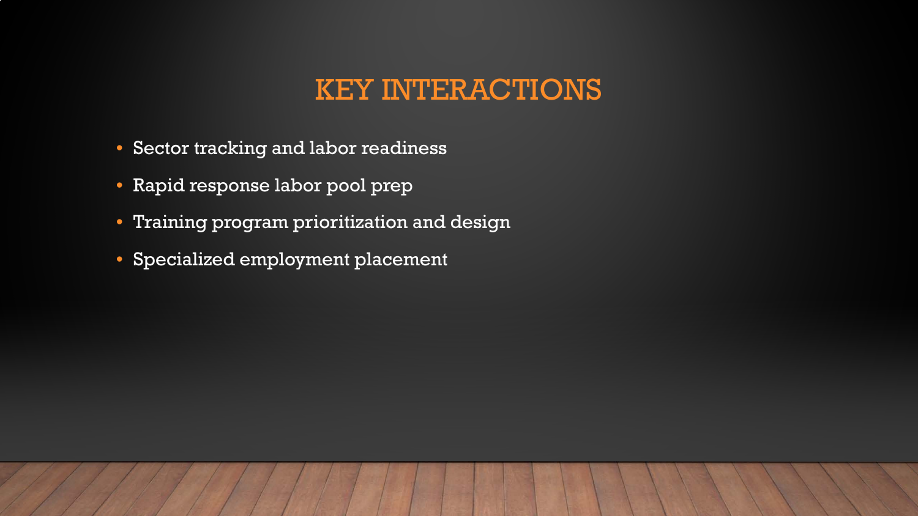# KEY INTERACTIONS

- Sector tracking and labor readiness
- Rapid response labor pool prep
- Training program prioritization and design
- Specialized employment placement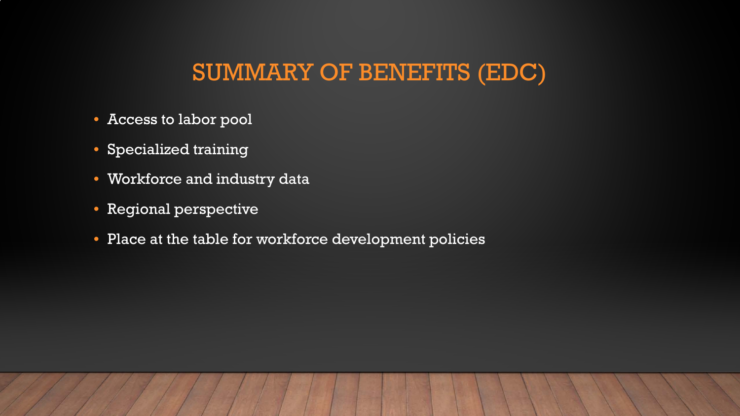# SUMMARY OF BENEFITS (EDC)

- Access to labor pool
- Specialized training
- Workforce and industry data
- Regional perspective
- Place at the table for workforce development policies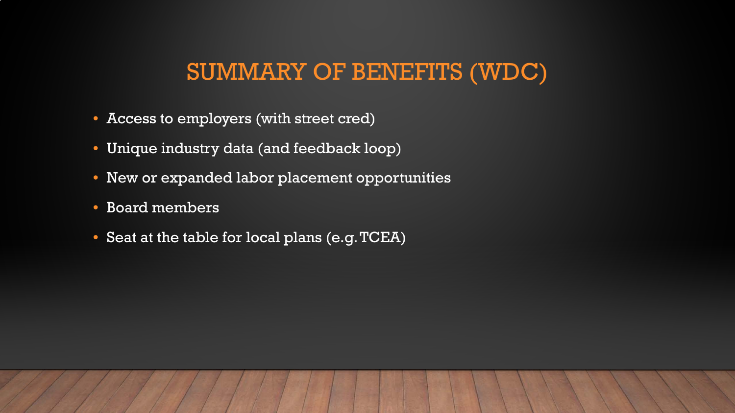# SUMMARY OF BENEFITS (WDC)

- Access to employers (with street cred)
- Unique industry data (and feedback loop)
- New or expanded labor placement opportunities
- Board members
- Seat at the table for local plans (e.g. TCEA)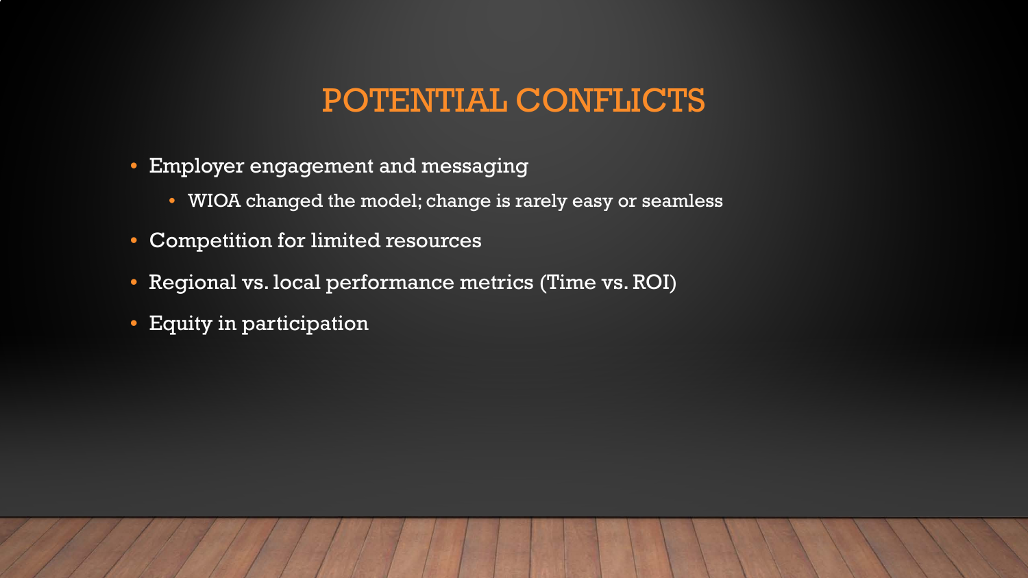# POTENTIAL CONFLICTS

- Employer engagement and messaging
  - WIOA changed the model; change is rarely easy or seamless
- Competition for limited resources
- Regional vs. local performance metrics (Time vs. ROI)
- Equity in participation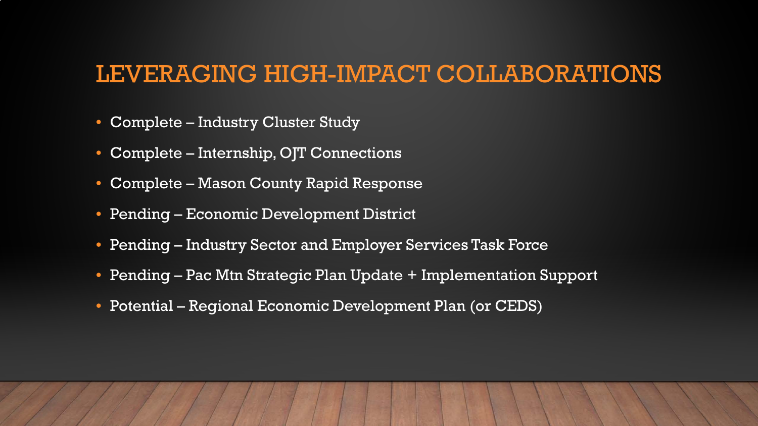# LEVERAGING HIGH-IMPACT COLLABORATIONS

- Complete – Industry Cluster Study
- Complete – Internship, OJT Connections
- Complete – Mason County Rapid Response
- Pending – Economic Development District
- Pending – Industry Sector and Employer Services Task Force
- Pending – Pac Mtn Strategic Plan Update + Implementation Support
- Potential – Regional Economic Development Plan (or CEDS)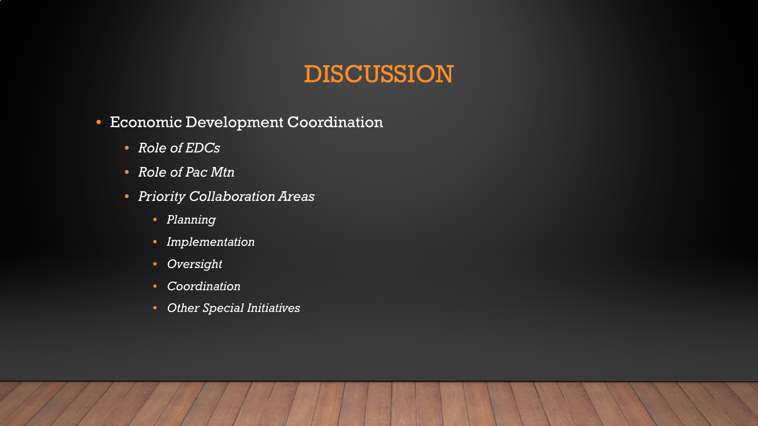# DISCUSSION

- Economic Development Coordination
  - *Role of EDCs*
  - *Role of Pac Mtn*
  - *Priority Collaboration Areas*
    - *Planning*
    - *Implementation*
    - *Oversight*
    - *Coordination*
    - *Other Special Initiatives*